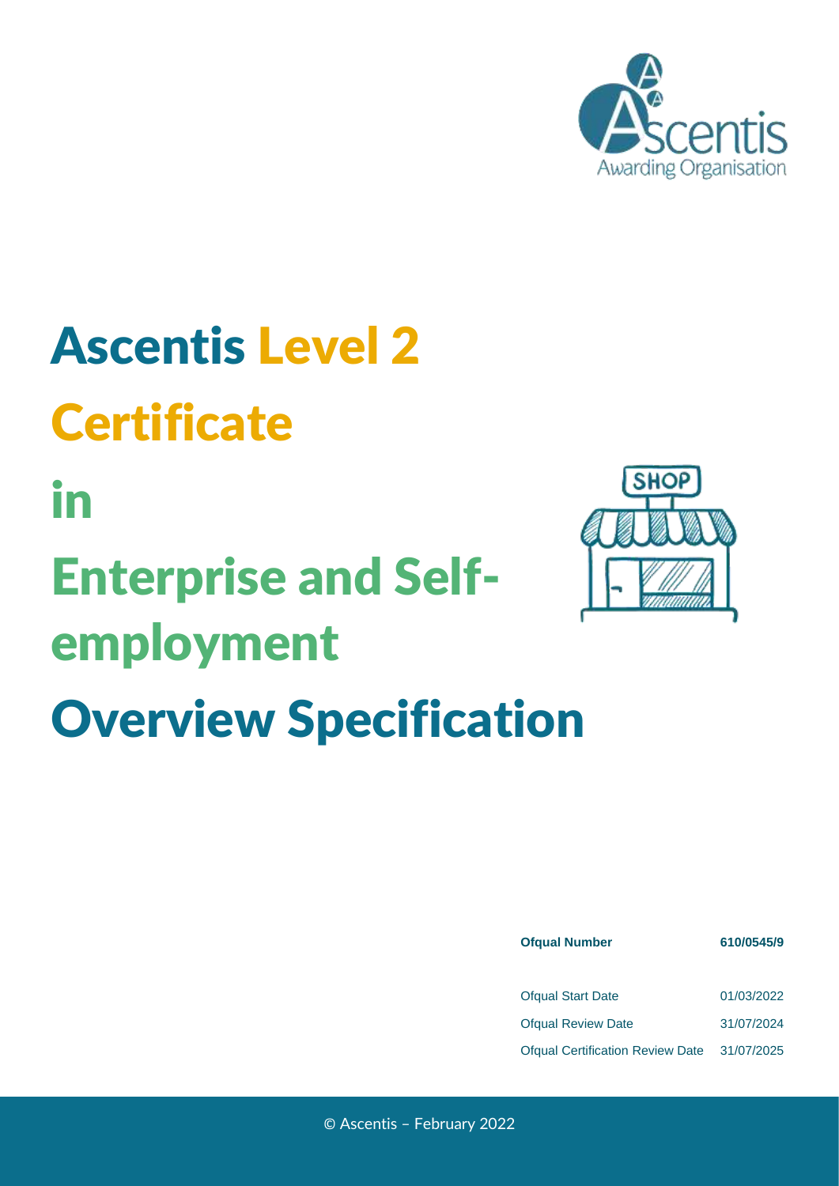# Ascentis Level 2 Certificate in Enterprise and Self-employment Overview Specification

| | |
|---|---|
| **Ofqual Number** | **610/0545/9** |
| Ofqual Start Date | 01/03/2022 |
| Ofqual Review Date | 31/07/2024 |
| Ofqual Certification Review Date | 31/07/2025 |

© Ascentis – February 2022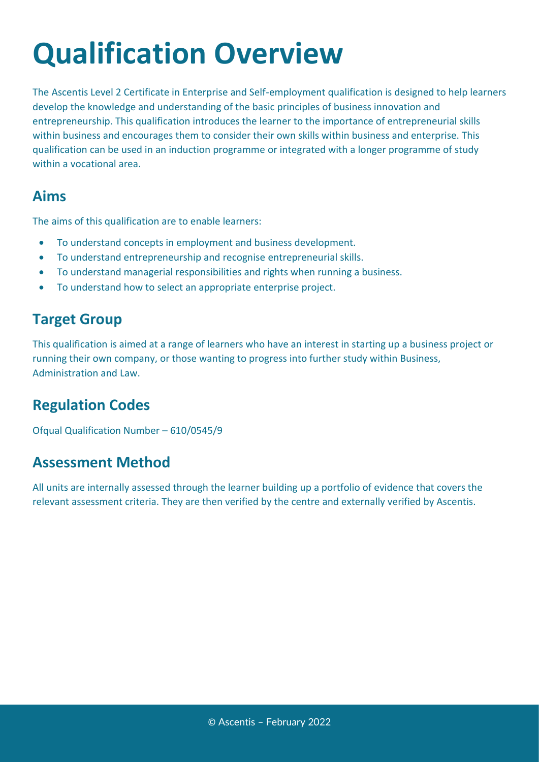# Qualification Overview

The Ascentis Level 2 Certificate in Enterprise and Self-employment qualification is designed to help learners develop the knowledge and understanding of the basic principles of business innovation and entrepreneurship. This qualification introduces the learner to the importance of entrepreneurial skills within business and encourages them to consider their own skills within business and enterprise. This qualification can be used in an induction programme or integrated with a longer programme of study within a vocational area.

## Aims

The aims of this qualification are to enable learners:

- To understand concepts in employment and business development.
- To understand entrepreneurship and recognise entrepreneurial skills.
- To understand managerial responsibilities and rights when running a business.
- To understand how to select an appropriate enterprise project.

## Target Group

This qualification is aimed at a range of learners who have an interest in starting up a business project or running their own company, or those wanting to progress into further study within Business, Administration and Law.

## Regulation Codes

Ofqual Qualification Number – 610/0545/9

## Assessment Method

All units are internally assessed through the learner building up a portfolio of evidence that covers the relevant assessment criteria. They are then verified by the centre and externally verified by Ascentis.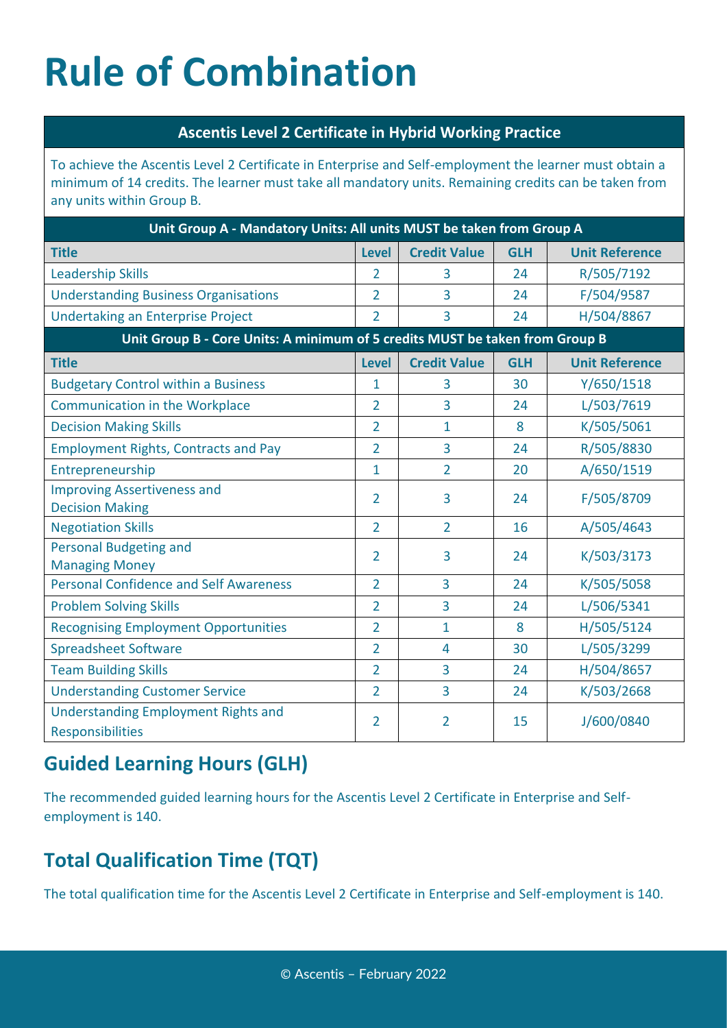# Rule of Combination

| Ascentis Level 2 Certificate in Hybrid Working Practice | | | | |
|---|---|---|---|---|
| To achieve the Ascentis Level 2 Certificate in Enterprise and Self-employment the learner must obtain a minimum of 14 credits. The learner must take all mandatory units. Remaining credits can be taken from any units within Group B. | | | | |
| **Unit Group A - Mandatory Units: All units MUST be taken from Group A** | | | | |
| **Title** | **Level** | **Credit Value** | **GLH** | **Unit Reference** |
| Leadership Skills | 2 | 3 | 24 | R/505/7192 |
| Understanding Business Organisations | 2 | 3 | 24 | F/504/9587 |
| Undertaking an Enterprise Project | 2 | 3 | 24 | H/504/8867 |
| **Unit Group B - Core Units: A minimum of 5 credits MUST be taken from Group B** | | | | |
| **Title** | **Level** | **Credit Value** | **GLH** | **Unit Reference** |
| Budgetary Control within a Business | 1 | 3 | 30 | Y/650/1518 |
| Communication in the Workplace | 2 | 3 | 24 | L/503/7619 |
| Decision Making Skills | 2 | 1 | 8 | K/505/5061 |
| Employment Rights, Contracts and Pay | 2 | 3 | 24 | R/505/8830 |
| Entrepreneurship | 1 | 2 | 20 | A/650/1519 |
| Improving Assertiveness and Decision Making | 2 | 3 | 24 | F/505/8709 |
| Negotiation Skills | 2 | 2 | 16 | A/505/4643 |
| Personal Budgeting and Managing Money | 2 | 3 | 24 | K/503/3173 |
| Personal Confidence and Self Awareness | 2 | 3 | 24 | K/505/5058 |
| Problem Solving Skills | 2 | 3 | 24 | L/506/5341 |
| Recognising Employment Opportunities | 2 | 1 | 8 | H/505/5124 |
| Spreadsheet Software | 2 | 4 | 30 | L/505/3299 |
| Team Building Skills | 2 | 3 | 24 | H/504/8657 |
| Understanding Customer Service | 2 | 3 | 24 | K/503/2668 |
| Understanding Employment Rights and Responsibilities | 2 | 2 | 15 | J/600/0840 |

## Guided Learning Hours (GLH)

The recommended guided learning hours for the Ascentis Level 2 Certificate in Enterprise and Self-employment is 140.

## Total Qualification Time (TQT)

The total qualification time for the Ascentis Level 2 Certificate in Enterprise and Self-employment is 140.

© Ascentis – February 2022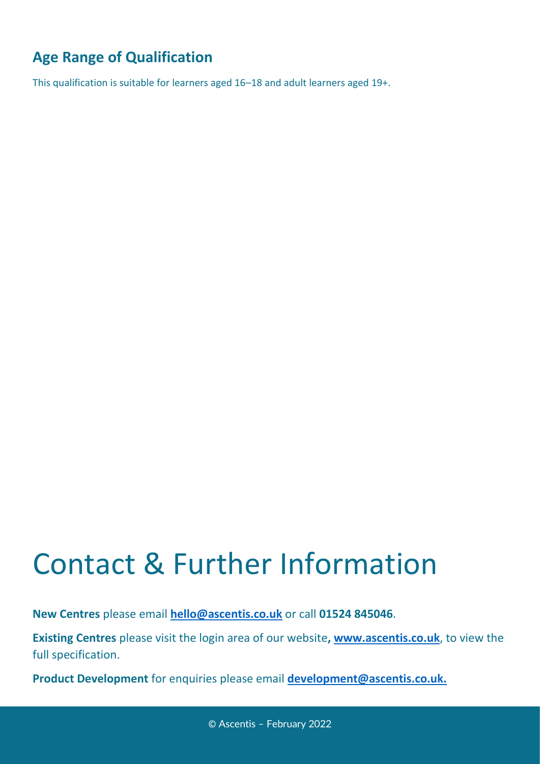## Age Range of Qualification

This qualification is suitable for learners aged 16–18 and adult learners aged 19+.

# Contact & Further Information

**New Centres** please email **hello@ascentis.co.uk** or call **01524 845046**.

**Existing Centres** please visit the login area of our website**, www.ascentis.co.uk**, to view the full specification.

**Product Development** for enquiries please email **development@ascentis.co.uk.**

© Ascentis – February 2022